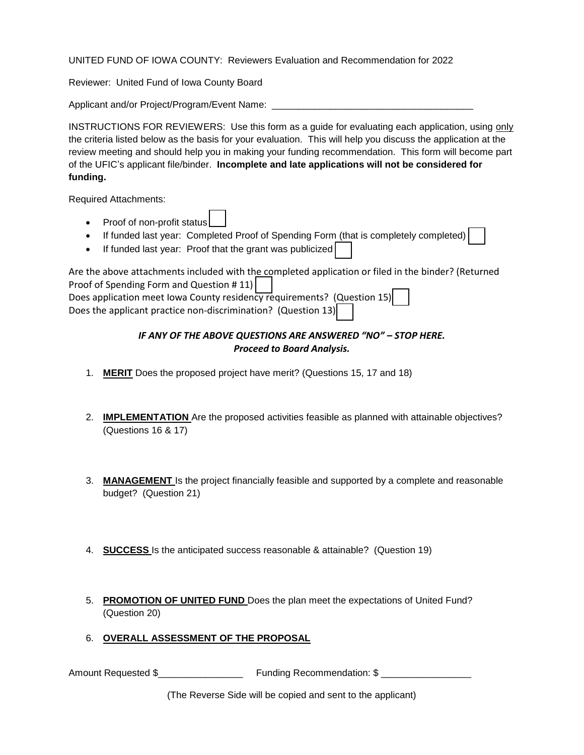UNITED FUND OF IOWA COUNTY: Reviewers Evaluation and Recommendation for 2022

Reviewer: United Fund of Iowa County Board

Applicant and/or Project/Program/Event Name: _______________________________________

INSTRUCTIONS FOR REVIEWERS: Use this form as a guide for evaluating each application, using only the criteria listed below as the basis for your evaluation. This will help you discuss the application at the review meeting and should help you in making your funding recommendation. This form will become part of the UFIC's applicant file/binder. **Incomplete and late applications will not be considered for funding.**

Required Attachments:

- Proof of non-profit status ☐
- If funded last year: Completed Proof of Spending Form (that is completely completed) ☐
- If funded last year: Proof that the grant was publicized ☐

Are the above attachments included with the completed application or filed in the binder? (Returned Proof of Spending Form and Question # 11) ☐

Does application meet Iowa County residency requirements? (Question 15) ☐

Does the applicant practice non-discrimination? (Question 13) ☐

***IF ANY OF THE ABOVE QUESTIONS ARE ANSWERED "NO" – STOP HERE.***
***Proceed to Board Analysis.***

1. **MERIT** Does the proposed project have merit? (Questions 15, 17 and 18)

2. **IMPLEMENTATION** Are the proposed activities feasible as planned with attainable objectives? (Questions 16 & 17)

3. **MANAGEMENT** Is the project financially feasible and supported by a complete and reasonable budget? (Question 21)

4. **SUCCESS** Is the anticipated success reasonable & attainable? (Question 19)

5. **PROMOTION OF UNITED FUND** Does the plan meet the expectations of United Fund? (Question 20)

6. **OVERALL ASSESSMENT OF THE PROPOSAL**

Amount Requested $________________ Funding Recommendation: $ _________________

(The Reverse Side will be copied and sent to the applicant)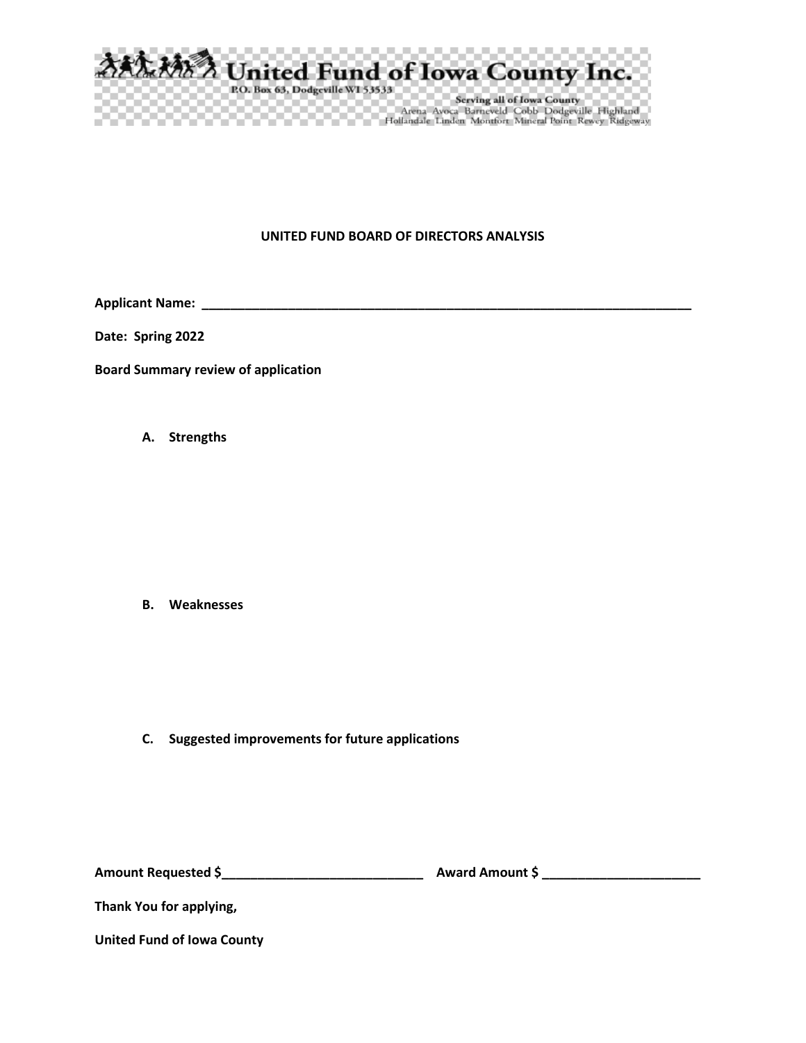**United Fund of Iowa County Inc.**

P.O. Box 63, Dodgeville WI 53533

Serving all of Iowa County

Arena Avoca Barneveld Cobb Dodgeville Highland Hollandale Linden Montfort Mineral Point Rewey Ridgeway

**UNITED FUND BOARD OF DIRECTORS ANALYSIS**

**Applicant Name: \_\_\_\_\_\_\_\_\_\_\_\_\_\_\_\_\_\_\_\_\_\_\_\_\_\_\_\_\_\_\_\_\_\_\_\_\_\_\_\_\_\_\_\_\_\_\_\_\_\_\_\_\_\_\_\_\_\_\_\_\_\_\_\_\_\_\_\_\_**

**Date: Spring 2022**

**Board Summary review of application**

**A. Strengths**

**B. Weaknesses**

**C. Suggested improvements for future applications**

**Amount Requested $\_\_\_\_\_\_\_\_\_\_\_\_\_\_\_\_\_\_\_\_\_\_\_\_\_\_\_\_ Award Amount $ \_\_\_\_\_\_\_\_\_\_\_\_\_\_\_\_\_\_\_\_\_\_**

**Thank You for applying,**

**United Fund of Iowa County**